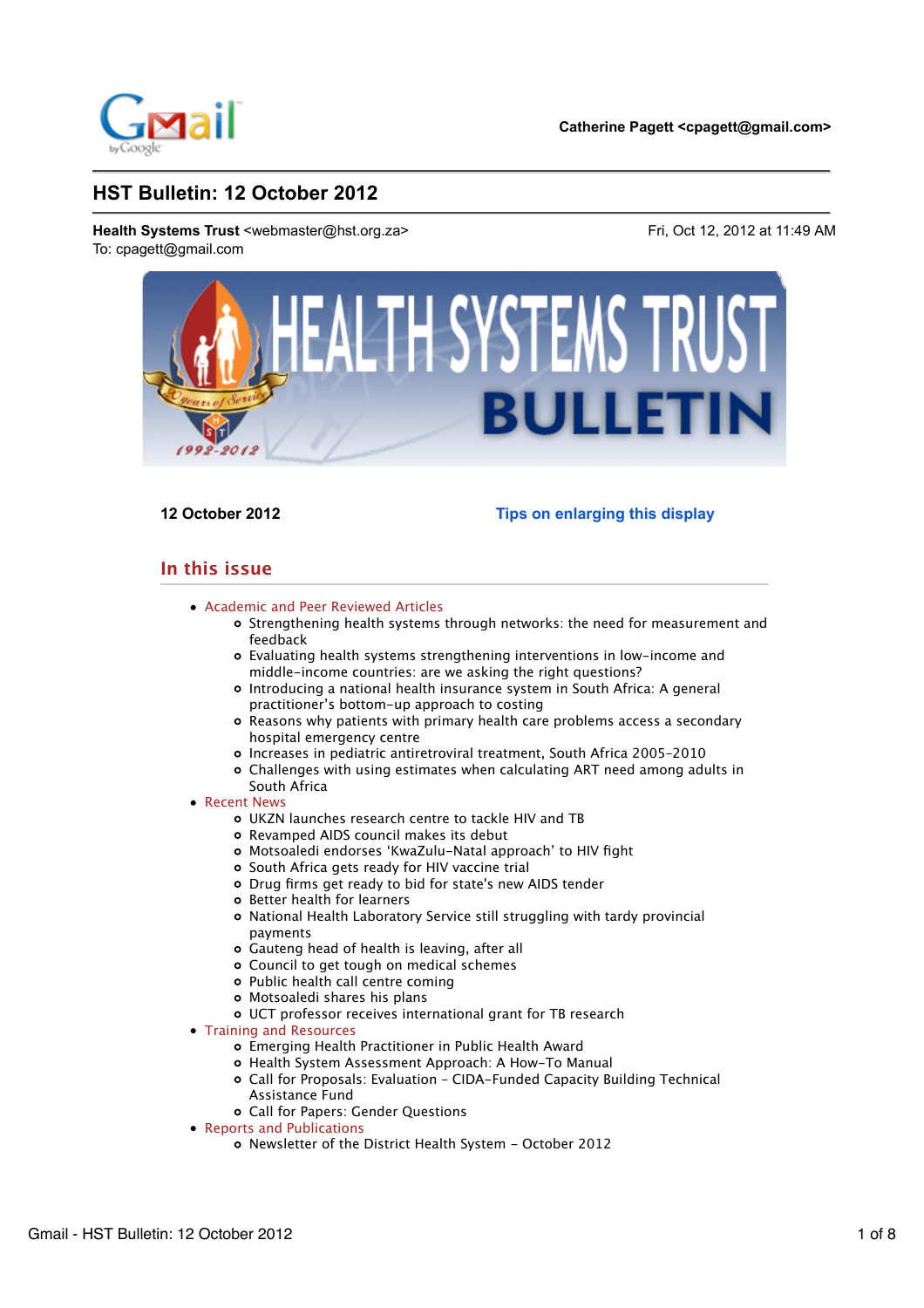Catherine Pagett <cpagett@gmail.com>

# HST Bulletin: 12 October 2012

**Health Systems Trust** <webmaster@hst.org.za> Fri, Oct 12, 2012 at 11:49 AM
To: cpagett@gmail.com

**12 October 2012** **Tips on enlarging this display**

## In this issue

- Academic and Peer Reviewed Articles
  - Strengthening health systems through networks: the need for measurement and feedback
  - Evaluating health systems strengthening interventions in low-income and middle-income countries: are we asking the right questions?
  - Introducing a national health insurance system in South Africa: A general practitioner's bottom-up approach to costing
  - Reasons why patients with primary health care problems access a secondary hospital emergency centre
  - Increases in pediatric antiretroviral treatment, South Africa 2005-2010
  - Challenges with using estimates when calculating ART need among adults in South Africa
- Recent News
  - UKZN launches research centre to tackle HIV and TB
  - Revamped AIDS council makes its debut
  - Motsoaledi endorses 'KwaZulu-Natal approach' to HIV fight
  - South Africa gets ready for HIV vaccine trial
  - Drug firms get ready to bid for state's new AIDS tender
  - Better health for learners
  - National Health Laboratory Service still struggling with tardy provincial payments
  - Gauteng head of health is leaving, after all
  - Council to get tough on medical schemes
  - Public health call centre coming
  - Motsoaledi shares his plans
  - UCT professor receives international grant for TB research
- Training and Resources
  - Emerging Health Practitioner in Public Health Award
  - Health System Assessment Approach: A How-To Manual
  - Call for Proposals: Evaluation - CIDA-Funded Capacity Building Technical Assistance Fund
  - Call for Papers: Gender Questions
- Reports and Publications
  - Newsletter of the District Health System - October 2012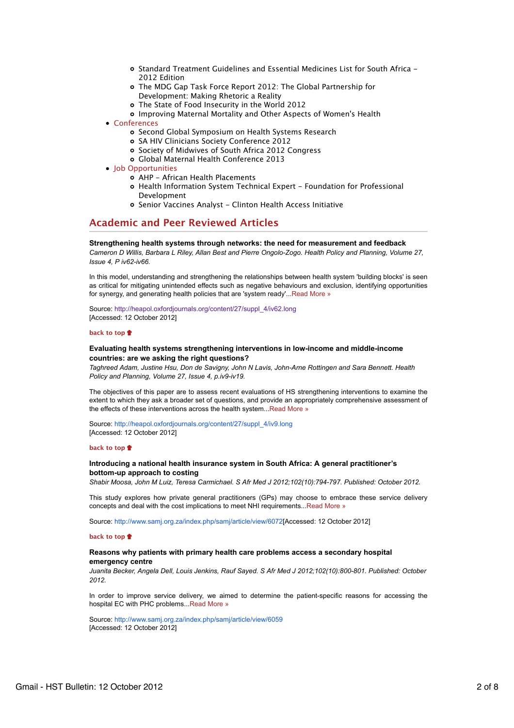- Standard Treatment Guidelines and Essential Medicines List for South Africa – 2012 Edition
    - The MDG Gap Task Force Report 2012: The Global Partnership for Development: Making Rhetoric a Reality
    - The State of Food Insecurity in the World 2012
    - Improving Maternal Mortality and Other Aspects of Women's Health
- Conferences
    - Second Global Symposium on Health Systems Research
    - SA HIV Clinicians Society Conference 2012
    - Society of Midwives of South Africa 2012 Congress
    - Global Maternal Health Conference 2013
- Job Opportunities
    - AHP – African Health Placements
    - Health Information System Technical Expert – Foundation for Professional Development
    - Senior Vaccines Analyst – Clinton Health Access Initiative

## Academic and Peer Reviewed Articles

**Strengthening health systems through networks: the need for measurement and feedback**
*Cameron D Willis, Barbara L Riley, Allan Best and Pierre Ongolo-Zogo. Health Policy and Planning, Volume 27, Issue 4, P iv62-iv66.*

In this model, understanding and strengthening the relationships between health system 'building blocks' is seen as critical for mitigating unintended effects such as negative behaviours and exclusion, identifying opportunities for synergy, and generating health policies that are 'system ready'...Read More »

Source: http://heapol.oxfordjournals.org/content/27/suppl_4/iv62.long
[Accessed: 12 October 2012]

back to top

**Evaluating health systems strengthening interventions in low-income and middle-income countries: are we asking the right questions?**
*Taghreed Adam, Justine Hsu, Don de Savigny, John N Lavis, John-Arne Rottingen and Sara Bennett. Health Policy and Planning, Volume 27, Issue 4, p.iv9-iv19.*

The objectives of this paper are to assess recent evaluations of HS strengthening interventions to examine the extent to which they ask a broader set of questions, and provide an appropriately comprehensive assessment of the effects of these interventions across the health system...Read More »

Source: http://heapol.oxfordjournals.org/content/27/suppl_4/iv9.long
[Accessed: 12 October 2012]

back to top

**Introducing a national health insurance system in South Africa: A general practitioner's bottom-up approach to costing**
*Shabir Moosa, John M Luiz, Teresa Carmichael. S Afr Med J 2012;102(10):794-797. Published: October 2012.*

This study explores how private general practitioners (GPs) may choose to embrace these service delivery concepts and deal with the cost implications to meet NHI requirements...Read More »

Source: http://www.samj.org.za/index.php/samj/article/view/6072[Accessed: 12 October 2012]

back to top

**Reasons why patients with primary health care problems access a secondary hospital emergency centre**
*Juanita Becker, Angela Dell, Louis Jenkins, Rauf Sayed. S Afr Med J 2012;102(10):800-801. Published: October 2012.*

In order to improve service delivery, we aimed to determine the patient-specific reasons for accessing the hospital EC with PHC problems...Read More »

Source: http://www.samj.org.za/index.php/samj/article/view/6059
[Accessed: 12 October 2012]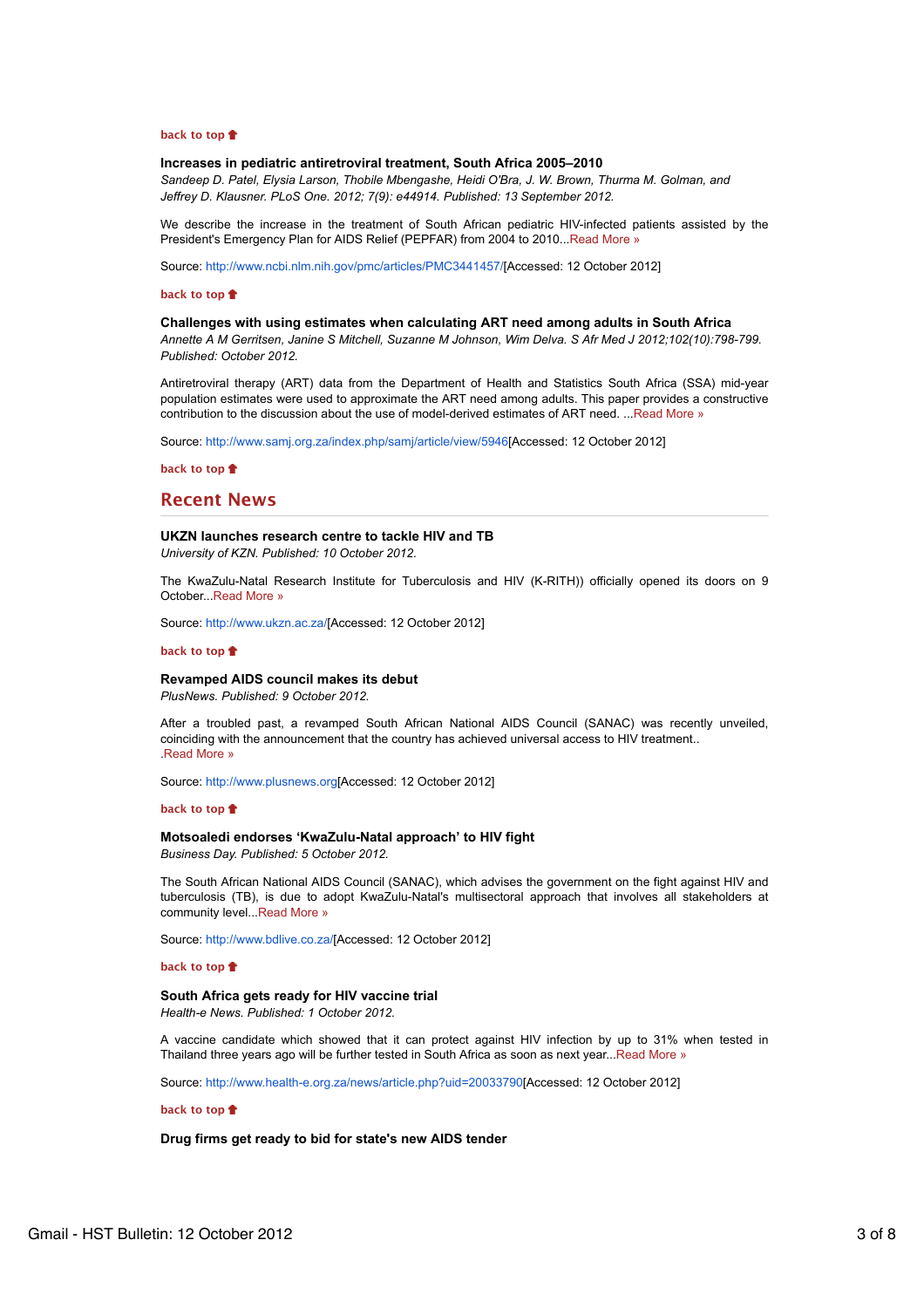back to top

**Increases in pediatric antiretroviral treatment, South Africa 2005–2010**
*Sandeep D. Patel, Elysia Larson, Thobile Mbengashe, Heidi O'Bra, J. W. Brown, Thurma M. Golman, and Jeffrey D. Klausner. PLoS One. 2012; 7(9): e44914. Published: 13 September 2012.*

We describe the increase in the treatment of South African pediatric HIV-infected patients assisted by the President's Emergency Plan for AIDS Relief (PEPFAR) from 2004 to 2010...Read More »

Source: http://www.ncbi.nlm.nih.gov/pmc/articles/PMC3441457/[Accessed: 12 October 2012]

back to top

**Challenges with using estimates when calculating ART need among adults in South Africa**
*Annette A M Gerritsen, Janine S Mitchell, Suzanne M Johnson, Wim Delva. S Afr Med J 2012;102(10):798-799. Published: October 2012.*

Antiretroviral therapy (ART) data from the Department of Health and Statistics South Africa (SSA) mid-year population estimates were used to approximate the ART need among adults. This paper provides a constructive contribution to the discussion about the use of model-derived estimates of ART need. ...Read More »

Source: http://www.samj.org.za/index.php/samj/article/view/5946[Accessed: 12 October 2012]

back to top

## Recent News

**UKZN launches research centre to tackle HIV and TB**
*University of KZN. Published: 10 October 2012.*

The KwaZulu-Natal Research Institute for Tuberculosis and HIV (K-RITH)) officially opened its doors on 9 October...Read More »

Source: http://www.ukzn.ac.za/[Accessed: 12 October 2012]

back to top

**Revamped AIDS council makes its debut**
*PlusNews. Published: 9 October 2012.*

After a troubled past, a revamped South African National AIDS Council (SANAC) was recently unveiled, coinciding with the announcement that the country has achieved universal access to HIV treatment..
.Read More »

Source: http://www.plusnews.org[Accessed: 12 October 2012]

back to top

**Motsoaledi endorses 'KwaZulu-Natal approach' to HIV fight**
*Business Day. Published: 5 October 2012.*

The South African National AIDS Council (SANAC), which advises the government on the fight against HIV and tuberculosis (TB), is due to adopt KwaZulu-Natal's multisectoral approach that involves all stakeholders at community level...Read More »

Source: http://www.bdlive.co.za/[Accessed: 12 October 2012]

back to top

**South Africa gets ready for HIV vaccine trial**
*Health-e News. Published: 1 October 2012.*

A vaccine candidate which showed that it can protect against HIV infection by up to 31% when tested in Thailand three years ago will be further tested in South Africa as soon as next year...Read More »

Source: http://www.health-e.org.za/news/article.php?uid=20033790[Accessed: 12 October 2012]

back to top

**Drug firms get ready to bid for state's new AIDS tender**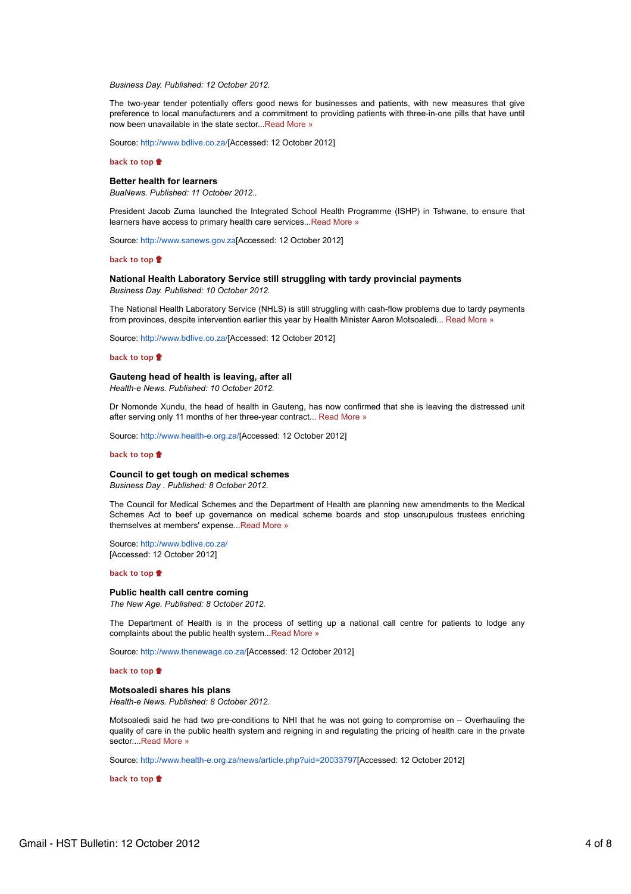*Business Day. Published: 12 October 2012.*

The two-year tender potentially offers good news for businesses and patients, with new measures that give preference to local manufacturers and a commitment to providing patients with three-in-one pills that have until now been unavailable in the state sector...Read More »

Source: http://www.bdlive.co.za/[Accessed: 12 October 2012]

**back to top**

### Better health for learners

*BuaNews. Published: 11 October 2012..*

President Jacob Zuma launched the Integrated School Health Programme (ISHP) in Tshwane, to ensure that learners have access to primary health care services...Read More »

Source: http://www.sanews.gov.za[Accessed: 12 October 2012]

**back to top**

### National Health Laboratory Service still struggling with tardy provincial payments

*Business Day. Published: 10 October 2012.*

The National Health Laboratory Service (NHLS) is still struggling with cash-flow problems due to tardy payments from provinces, despite intervention earlier this year by Health Minister Aaron Motsoaledi... Read More »

Source: http://www.bdlive.co.za/[Accessed: 12 October 2012]

**back to top**

### Gauteng head of health is leaving, after all

*Health-e News. Published: 10 October 2012.*

Dr Nomonde Xundu, the head of health in Gauteng, has now confirmed that she is leaving the distressed unit after serving only 11 months of her three-year contract... Read More »

Source: http://www.health-e.org.za/[Accessed: 12 October 2012]

**back to top**

### Council to get tough on medical schemes

*Business Day . Published: 8 October 2012.*

The Council for Medical Schemes and the Department of Health are planning new amendments to the Medical Schemes Act to beef up governance on medical scheme boards and stop unscrupulous trustees enriching themselves at members' expense...Read More »

Source: http://www.bdlive.co.za/
[Accessed: 12 October 2012]

**back to top**

### Public health call centre coming

*The New Age. Published: 8 October 2012.*

The Department of Health is in the process of setting up a national call centre for patients to lodge any complaints about the public health system...Read More »

Source: http://www.thenewage.co.za/[Accessed: 12 October 2012]

**back to top**

### Motsoaledi shares his plans

*Health-e News. Published: 8 October 2012.*

Motsoaledi said he had two pre-conditions to NHI that he was not going to compromise on – Overhauling the quality of care in the public health system and reigning in and regulating the pricing of health care in the private sector....Read More »

Source: http://www.health-e.org.za/news/article.php?uid=20033797[Accessed: 12 October 2012]

**back to top**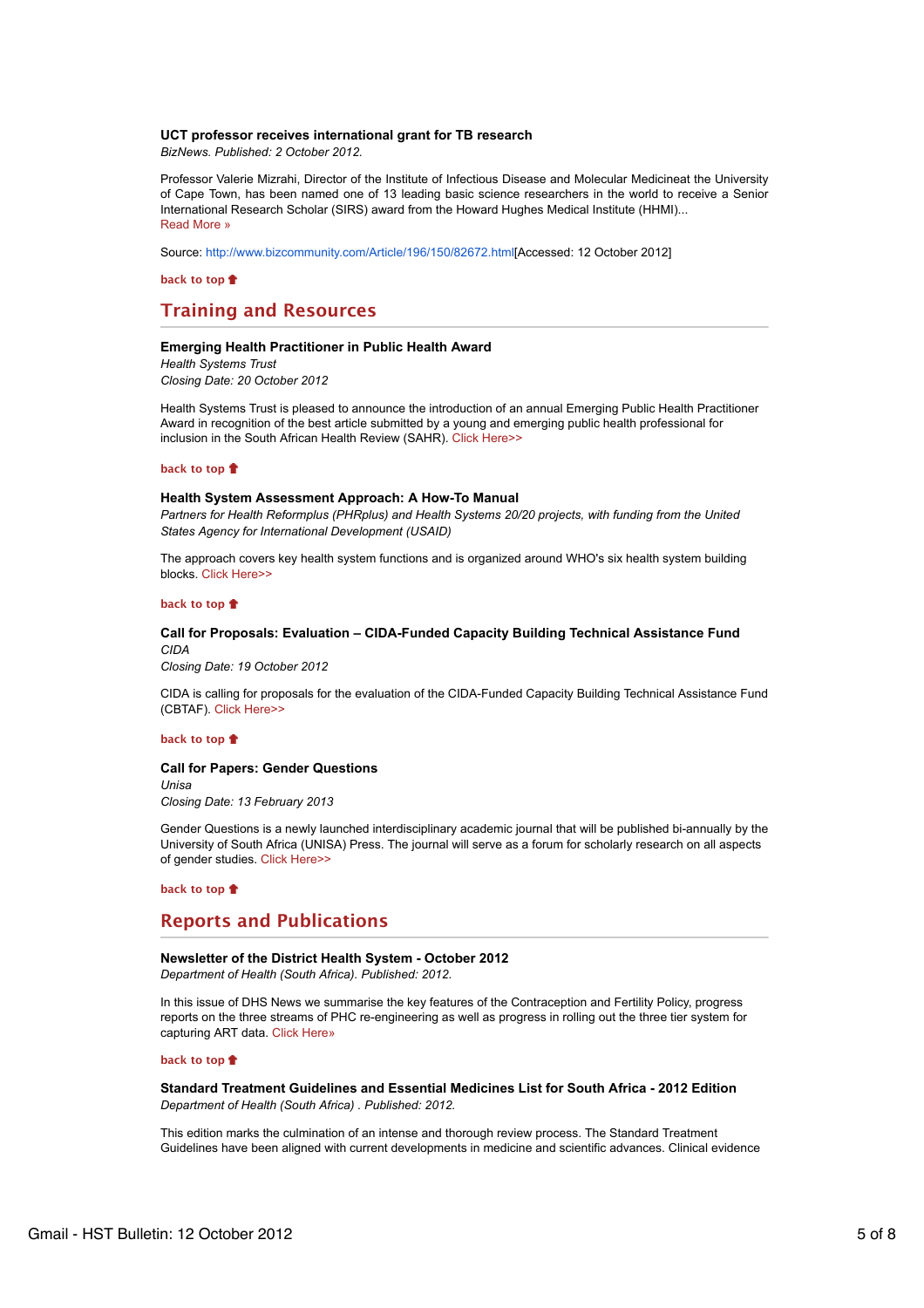**UCT professor receives international grant for TB research**
*BizNews. Published: 2 October 2012.*

Professor Valerie Mizrahi, Director of the Institute of Infectious Disease and Molecular Medicineat the University of Cape Town, has been named one of 13 leading basic science researchers in the world to receive a Senior International Research Scholar (SIRS) award from the Howard Hughes Medical Institute (HHMI)...
Read More »

Source: http://www.bizcommunity.com/Article/196/150/82672.html[Accessed: 12 October 2012]

back to top

## Training and Resources

**Emerging Health Practitioner in Public Health Award**
*Health Systems Trust*
*Closing Date: 20 October 2012*

Health Systems Trust is pleased to announce the introduction of an annual Emerging Public Health Practitioner Award in recognition of the best article submitted by a young and emerging public health professional for inclusion in the South African Health Review (SAHR). Click Here>>

back to top

**Health System Assessment Approach: A How-To Manual**
*Partners for Health Reformplus (PHRplus) and Health Systems 20/20 projects, with funding from the United States Agency for International Development (USAID)*

The approach covers key health system functions and is organized around WHO's six health system building blocks. Click Here>>

back to top

**Call for Proposals: Evaluation – CIDA-Funded Capacity Building Technical Assistance Fund**
*CIDA*
*Closing Date: 19 October 2012*

CIDA is calling for proposals for the evaluation of the CIDA-Funded Capacity Building Technical Assistance Fund (CBTAF). Click Here>>

back to top

**Call for Papers: Gender Questions**
*Unisa*
*Closing Date: 13 February 2013*

Gender Questions is a newly launched interdisciplinary academic journal that will be published bi-annually by the University of South Africa (UNISA) Press. The journal will serve as a forum for scholarly research on all aspects of gender studies. Click Here>>

back to top

## Reports and Publications

**Newsletter of the District Health System - October 2012**
*Department of Health (South Africa). Published: 2012.*

In this issue of DHS News we summarise the key features of the Contraception and Fertility Policy, progress reports on the three streams of PHC re-engineering as well as progress in rolling out the three tier system for capturing ART data. Click Here»

back to top

**Standard Treatment Guidelines and Essential Medicines List for South Africa - 2012 Edition**
*Department of Health (South Africa) . Published: 2012.*

This edition marks the culmination of an intense and thorough review process. The Standard Treatment Guidelines have been aligned with current developments in medicine and scientific advances. Clinical evidence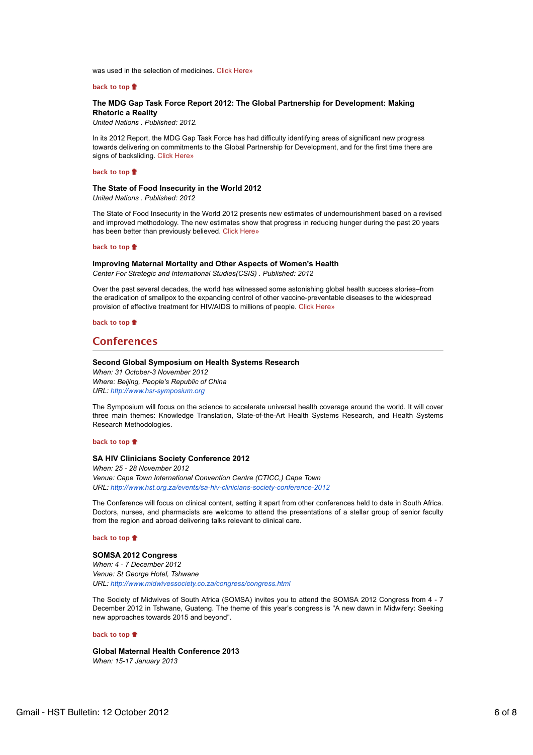was used in the selection of medicines. Click Here»

**back to top**

### The MDG Gap Task Force Report 2012: The Global Partnership for Development: Making Rhetoric a Reality

*United Nations . Published: 2012.*

In its 2012 Report, the MDG Gap Task Force has had difficulty identifying areas of significant new progress towards delivering on commitments to the Global Partnership for Development, and for the first time there are signs of backsliding. Click Here»

**back to top**

### The State of Food Insecurity in the World 2012

*United Nations . Published: 2012*

The State of Food Insecurity in the World 2012 presents new estimates of undernourishment based on a revised and improved methodology. The new estimates show that progress in reducing hunger during the past 20 years has been better than previously believed. Click Here»

**back to top**

### Improving Maternal Mortality and Other Aspects of Women's Health

*Center For Strategic and International Studies(CSIS) . Published: 2012*

Over the past several decades, the world has witnessed some astonishing global health success stories–from the eradication of smallpox to the expanding control of other vaccine-preventable diseases to the widespread provision of effective treatment for HIV/AIDS to millions of people. Click Here»

**back to top**

## Conferences

### Second Global Symposium on Health Systems Research

*When: 31 October-3 November 2012*
*Where: Beijing, People's Republic of China*
*URL: http://www.hsr-symposium.org*

The Symposium will focus on the science to accelerate universal health coverage around the world. It will cover three main themes: Knowledge Translation, State-of-the-Art Health Systems Research, and Health Systems Research Methodologies.

**back to top**

### SA HIV Clinicians Society Conference 2012

*When: 25 - 28 November 2012*
*Venue: Cape Town International Convention Centre (CTICC,) Cape Town*
*URL: http://www.hst.org.za/events/sa-hiv-clinicians-society-conference-2012*

The Conference will focus on clinical content, setting it apart from other conferences held to date in South Africa. Doctors, nurses, and pharmacists are welcome to attend the presentations of a stellar group of senior faculty from the region and abroad delivering talks relevant to clinical care.

**back to top**

### SOMSA 2012 Congress

*When: 4 - 7 December 2012*
*Venue: St George Hotel, Tshwane*
*URL: http://www.midwivessociety.co.za/congress/congress.html*

The Society of Midwives of South Africa (SOMSA) invites you to attend the SOMSA 2012 Congress from 4 - 7 December 2012 in Tshwane, Guateng. The theme of this year's congress is "A new dawn in Midwifery: Seeking new approaches towards 2015 and beyond".

**back to top**

### Global Maternal Health Conference 2013

*When: 15-17 January 2013*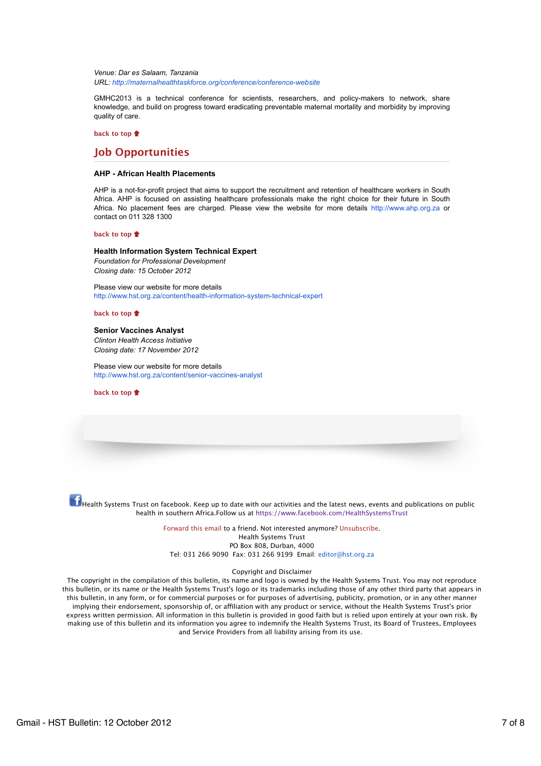*Venue: Dar es Salaam, Tanzania*
*URL: http://maternalhealthtaskforce.org/conference/conference-website*

GMHC2013 is a technical conference for scientists, researchers, and policy-makers to network, share knowledge, and build on progress toward eradicating preventable maternal mortality and morbidity by improving quality of care.

**back to top**

## Job Opportunities

### AHP - African Health Placements

AHP is a not-for-profit project that aims to support the recruitment and retention of healthcare workers in South Africa. AHP is focused on assisting healthcare professionals make the right choice for their future in South Africa. No placement fees are charged. Please view the website for more details http://www.ahp.org.za or contact on 011 328 1300

**back to top**

### Health Information System Technical Expert

*Foundation for Professional Development*
*Closing date: 15 October 2012*

Please view our website for more details
http://www.hst.org.za/content/health-information-system-technical-expert

**back to top**

### Senior Vaccines Analyst

*Clinton Health Access Initiative*
*Closing date: 17 November 2012*

Please view our website for more details
http://www.hst.org.za/content/senior-vaccines-analyst

**back to top**

Health Systems Trust on facebook. Keep up to date with our activities and the latest news, events and publications on public health in southern Africa.Follow us at https://www.facebook.com/HealthSystemsTrust

Forward this email to a friend. Not interested anymore? Unsubscribe.
Health Systems Trust
PO Box 808, Durban, 4000
Tel: 031 266 9090 Fax: 031 266 9199 Email: editor@hst.org.za

Copyright and Disclaimer
The copyright in the compilation of this bulletin, its name and logo is owned by the Health Systems Trust. You may not reproduce this bulletin, or its name or the Health Systems Trust's logo or its trademarks including those of any other third party that appears in this bulletin, in any form, or for commercial purposes or for purposes of advertising, publicity, promotion, or in any other manner implying their endorsement, sponsorship of, or affiliation with any product or service, without the Health Systems Trust's prior express written permission. All information in this bulletin is provided in good faith but is relied upon entirely at your own risk. By making use of this bulletin and its information you agree to indemnify the Health Systems Trust, its Board of Trustees, Employees and Service Providers from all liability arising from its use.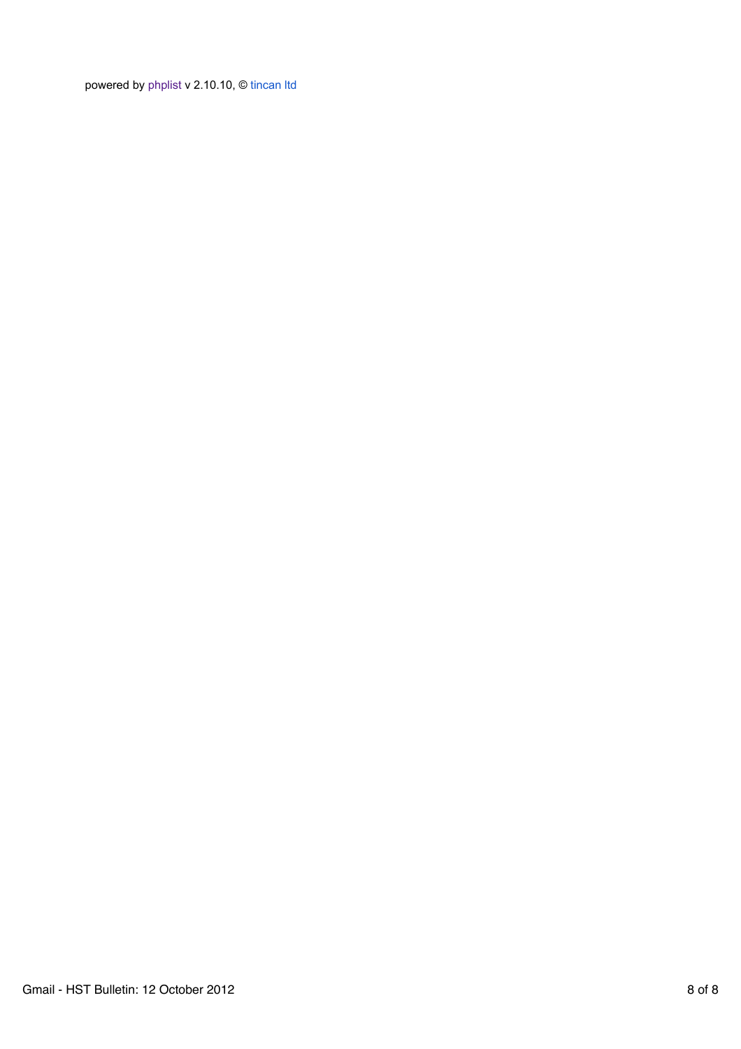powered by phplist v 2.10.10, © tincan ltd